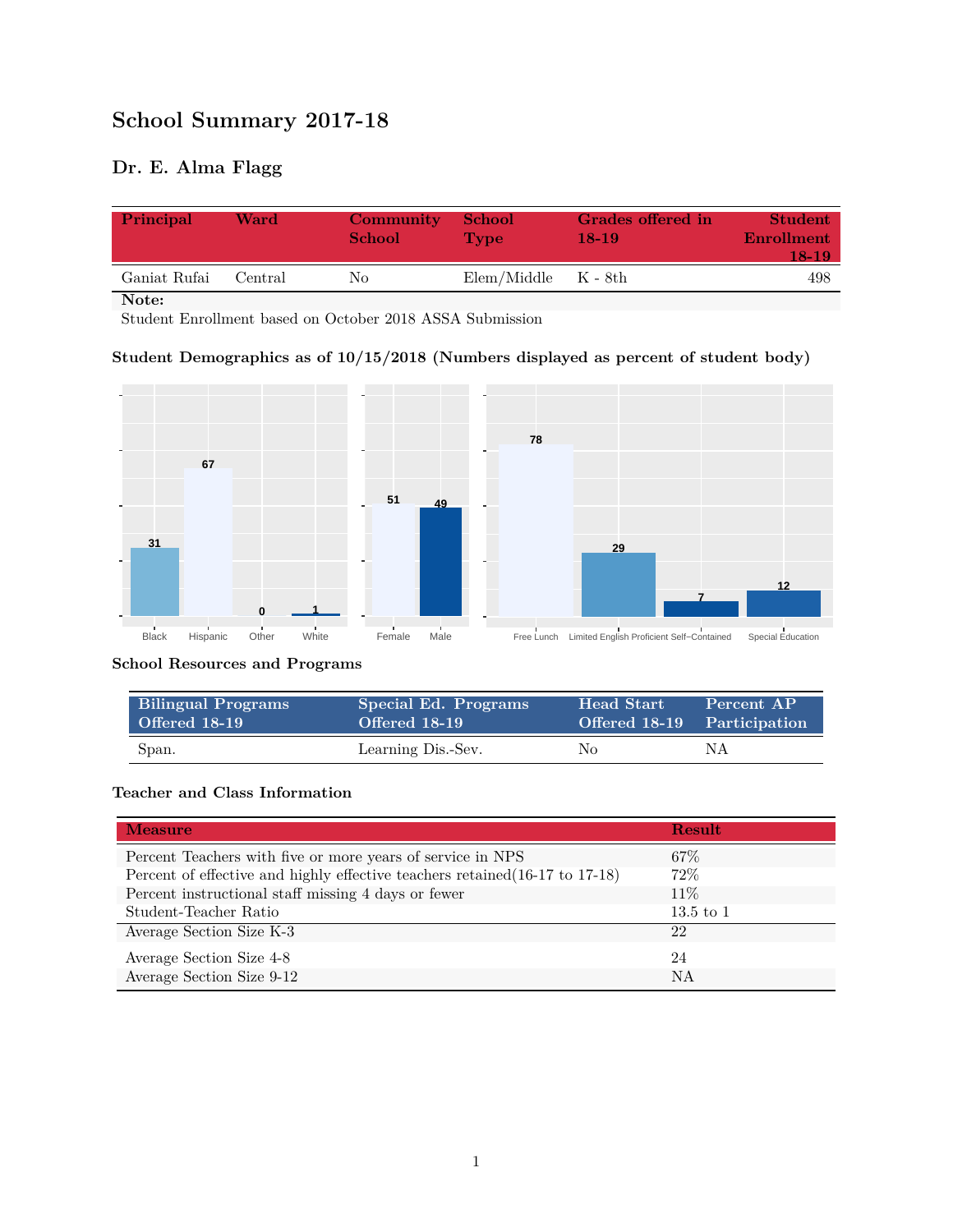# School Summary 2017-18

## Dr. E. Alma Flagg

| Principal | Ward | Community School | School Type | Grades offered in 18-19 | Student Enrollment 18-19 |
|---|---|---|---|---|---|
| Ganiat Rufai | Central | No | Elem/Middle | K - 8th | 498 |

**Note:**
Student Enrollment based on October 2018 ASSA Submission

### Student Demographics as of 10/15/2018 (Numbers displayed as percent of student body)

| Black | Hispanic | Other | White |
|---|---|---|---|
| 31 | 67 | 0 | 1 |

| Female | Male |
|---|---|
| 51 | 49 |

| Free Lunch | Limited English Proficient | Self-Contained | Special Education |
|---|---|---|---|
| 78 | 29 | 7 | 12 |

### School Resources and Programs

| Bilingual Programs Offered 18-19 | Special Ed. Programs Offered 18-19 | Head Start Offered 18-19 | Percent AP Participation |
|---|---|---|---|
| Span. | Learning Dis.-Sev. | No | NA |

### Teacher and Class Information

| Measure | Result |
|---|---|
| Percent Teachers with five or more years of service in NPS | 67% |
| Percent of effective and highly effective teachers retained(16-17 to 17-18) | 72% |
| Percent instructional staff missing 4 days or fewer | 11% |
| Student-Teacher Ratio | 13.5 to 1 |
| Average Section Size K-3 | 22 |
| Average Section Size 4-8 | 24 |
| Average Section Size 9-12 | NA |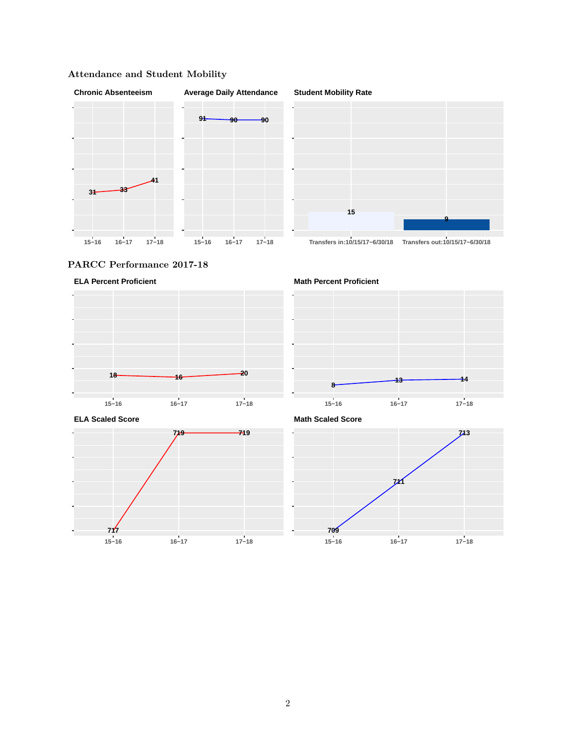## Attendance and Student Mobility

**Chronic Absenteeism**

31
33
41

15–16
16–17
17–18

**Average Daily Attendance**

91
90
90

15–16
16–17
17–18

**Student Mobility Rate**

15
9

Transfers in:10/15/17–6/30/18
Transfers out:10/15/17–6/30/18

## PARCC Performance 2017-18

**ELA Percent Proficient**

18
16
20

15–16
16–17
17–18

**Math Percent Proficient**

8
13
14

15–16
16–17
17–18

**ELA Scaled Score**

717
719
719

15–16
16–17
17–18

**Math Scaled Score**

709
711
713

15–16
16–17
17–18